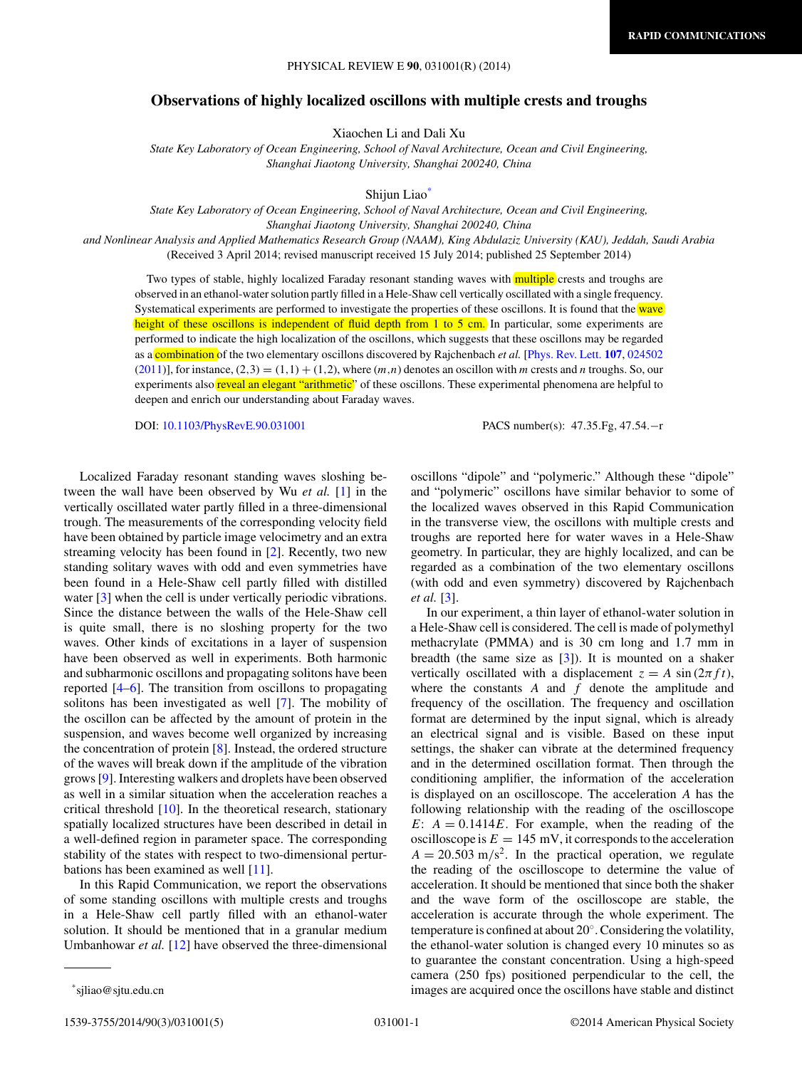RAPID COMMUNICATIONS

# Observations of highly localized oscillons with multiple crests and troughs

Xiaochen Li and Dali Xu

*State Key Laboratory of Ocean Engineering, School of Naval Architecture, Ocean and Civil Engineering, Shanghai Jiaotong University, Shanghai 200240, China*

Shijun Liao*

*State Key Laboratory of Ocean Engineering, School of Naval Architecture, Ocean and Civil Engineering, Shanghai Jiaotong University, Shanghai 200240, China and Nonlinear Analysis and Applied Mathematics Research Group (NAAM), King Abdulaziz University (KAU), Jeddah, Saudi Arabia*

(Received 3 April 2014; revised manuscript received 15 July 2014; published 25 September 2014)

Two types of stable, highly localized Faraday resonant standing waves with multiple crests and troughs are observed in an ethanol-water solution partly filled in a Hele-Shaw cell vertically oscillated with a single frequency. Systematical experiments are performed to investigate the properties of these oscillons. It is found that the wave height of these oscillons is independent of fluid depth from 1 to 5 cm. In particular, some experiments are performed to indicate the high localization of the oscillons, which suggests that these oscillons may be regarded as a combination of the two elementary oscillons discovered by Rajchenbach *et al.* [Phys. Rev. Lett. **107**, 024502 (2011)], for instance, $(2,3) = (1,1) + (1,2)$, where $(m,n)$ denotes an oscillon with $m$ crests and $n$ troughs. So, our experiments also reveal an elegant "arithmetic" of these oscillons. These experimental phenomena are helpful to deepen and enrich our understanding about Faraday waves.

DOI: 10.1103/PhysRevE.90.031001 PACS number(s): 47.35.Fg, 47.54.−r

Localized Faraday resonant standing waves sloshing between the wall have been observed by Wu *et al.* [1] in the vertically oscillated water partly filled in a three-dimensional trough. The measurements of the corresponding velocity field have been obtained by particle image velocimetry and an extra streaming velocity has been found in [2]. Recently, two new standing solitary waves with odd and even symmetries have been found in a Hele-Shaw cell partly filled with distilled water [3] when the cell is under vertically periodic vibrations. Since the distance between the walls of the Hele-Shaw cell is quite small, there is no sloshing property for the two waves. Other kinds of excitations in a layer of suspension have been observed as well in experiments. Both harmonic and subharmonic oscillons and propagating solitons have been reported [4–6]. The transition from oscillons to propagating solitons has been investigated as well [7]. The mobility of the oscillon can be affected by the amount of protein in the suspension, and waves become well organized by increasing the concentration of protein [8]. Instead, the ordered structure of the waves will break down if the amplitude of the vibration grows [9]. Interesting walkers and droplets have been observed as well in a similar situation when the acceleration reaches a critical threshold [10]. In the theoretical research, stationary spatially localized structures have been described in detail in a well-defined region in parameter space. The corresponding stability of the states with respect to two-dimensional perturbations has been examined as well [11].

In this Rapid Communication, we report the observations of some standing oscillons with multiple crests and troughs in a Hele-Shaw cell partly filled with an ethanol-water solution. It should be mentioned that in a granular medium Umbanhowar *et al.* [12] have observed the three-dimensional oscillons "dipole" and "polymeric." Although these "dipole" and "polymeric" oscillons have similar behavior to some of the localized waves observed in this Rapid Communication in the transverse view, the oscillons with multiple crests and troughs are reported here for water waves in a Hele-Shaw geometry. In particular, they are highly localized, and can be regarded as a combination of the two elementary oscillons (with odd and even symmetry) discovered by Rajchenbach *et al.* [3].

In our experiment, a thin layer of ethanol-water solution in a Hele-Shaw cell is considered. The cell is made of polymethyl methacrylate (PMMA) and is 30 cm long and 1.7 mm in breadth (the same size as [3]). It is mounted on a shaker vertically oscillated with a displacement $z = A\,\sin(2\pi f t)$, where the constants $A$ and $f$ denote the amplitude and frequency of the oscillation. The frequency and oscillation format are determined by the input signal, which is already an electrical signal and is visible. Based on these input settings, the shaker can vibrate at the determined frequency and in the determined oscillation format. Then through the conditioning amplifier, the information of the acceleration is displayed on an oscilloscope. The acceleration $A$ has the following relationship with the reading of the oscilloscope $E$: $A = 0.1414E$. For example, when the reading of the oscilloscope is $E = 145$ mV, it corresponds to the acceleration $A = 20.503$ m/s$^2$. In the practical operation, we regulate the reading of the oscilloscope to determine the value of acceleration. It should be mentioned that since both the shaker and the wave form of the oscilloscope are stable, the acceleration is accurate through the whole experiment. The temperature is confined at about 20°. Considering the volatility, the ethanol-water solution is changed every 10 minutes so as to guarantee the constant concentration. Using a high-speed camera (250 fps) positioned perpendicular to the cell, the images are acquired once the oscillons have stable and distinct

*sjliao@sjtu.edu.cn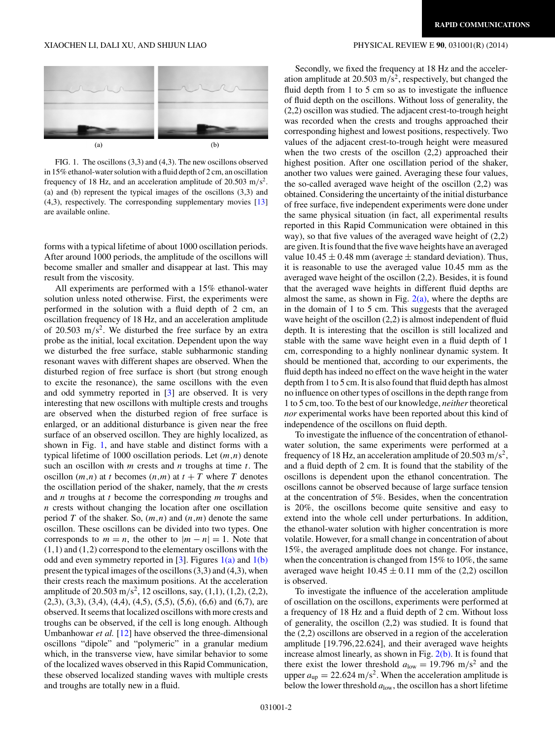(a) (b)

FIG. 1. The oscillons (3,3) and (4,3). The new oscillons observed in 15% ethanol-water solution with a fluid depth of 2 cm, an oscillation frequency of 18 Hz, and an acceleration amplitude of 20.503 m/s$^2$. (a) and (b) represent the typical images of the oscillons (3,3) and (4,3), respectively. The corresponding supplementary movies [13] are available online.

forms with a typical lifetime of about 1000 oscillation periods. After around 1000 periods, the amplitude of the oscillons will become smaller and smaller and disappear at last. This may result from the viscosity.

All experiments are performed with a 15% ethanol-water solution unless noted otherwise. First, the experiments were performed in the solution with a fluid depth of 2 cm, an oscillation frequency of 18 Hz, and an acceleration amplitude of 20.503 m/s$^2$. We disturbed the free surface by an extra probe as the initial, local excitation. Dependent upon the way we disturbed the free surface, stable subharmonic standing resonant waves with different shapes are observed. When the disturbed region of free surface is short (but strong enough to excite the resonance), the same oscillons with the even and odd symmetry reported in [3] are observed. It is very interesting that new oscillons with multiple crests and troughs are observed when the disturbed region of free surface is enlarged, or an additional disturbance is given near the free surface of an observed oscillon. They are highly localized, as shown in Fig. 1, and have stable and distinct forms with a typical lifetime of 1000 oscillation periods. Let $(m,n)$ denote such an oscillon with $m$ crests and $n$ troughs at time $t$. The oscillon $(m,n)$ at $t$ becomes $(n,m)$ at $t+T$ where $T$ denotes the oscillation period of the shaker, namely, that the $m$ crests and $n$ troughs at $t$ become the corresponding $m$ troughs and $n$ crests without changing the location after one oscillation period $T$ of the shaker. So, $(m,n)$ and $(n,m)$ denote the same oscillon. These oscillons can be divided into two types. One corresponds to $m=n$, the other to $|m-n|=1$. Note that (1,1) and (1,2) correspond to the elementary oscillons with the odd and even symmetry reported in [3]. Figures 1(a) and 1(b) present the typical images of the oscillons (3,3) and (4,3), when their crests reach the maximum positions. At the acceleration amplitude of 20.503 m/s$^2$, 12 oscillons, say, (1,1), (1,2), (2,2), (2,3), (3,3), (3,4), (4,4), (4,5), (5,5), (5,6), (6,6) and (6,7), are observed. It seems that localized oscillons with more crests and troughs can be observed, if the cell is long enough. Although Umbanhowar *et al.* [12] have observed the three-dimensional oscillons "dipole" and "polymeric" in a granular medium which, in the transverse view, have similar behavior to some of the localized waves observed in this Rapid Communication, these observed localized standing waves with multiple crests and troughs are totally new in a fluid.

Secondly, we fixed the frequency at 18 Hz and the acceleration amplitude at 20.503 m/s$^2$, respectively, but changed the fluid depth from 1 to 5 cm so as to investigate the influence of fluid depth on the oscillons. Without loss of generality, the (2,2) oscillon was studied. The adjacent crest-to-trough height was recorded when the crests and troughs approached their corresponding highest and lowest positions, respectively. Two values of the adjacent crest-to-trough height were measured when the two crests of the oscillon (2,2) approached their highest position. After one oscillation period of the shaker, another two values were gained. Averaging these four values, the so-called averaged wave height of the oscillon (2,2) was obtained. Considering the uncertainty of the initial disturbance of free surface, five independent experiments were done under the same physical situation (in fact, all experimental results reported in this Rapid Communication were obtained in this way), so that five values of the averaged wave height of (2,2) are given. It is found that the five wave heights have an averaged value $10.45 \pm 0.48$ mm (average $\pm$ standard deviation). Thus, it is reasonable to use the averaged value 10.45 mm as the averaged wave height of the oscillon (2,2). Besides, it is found that the averaged wave heights in different fluid depths are almost the same, as shown in Fig. 2(a), where the depths are in the domain of 1 to 5 cm. This suggests that the averaged wave height of the oscillon (2,2) is almost independent of fluid depth. It is interesting that the oscillon is still localized and stable with the same wave height even in a fluid depth of 1 cm, corresponding to a highly nonlinear dynamic system. It should be mentioned that, according to our experiments, the fluid depth has indeed no effect on the wave height in the water depth from 1 to 5 cm. It is also found that fluid depth has almost no influence on other types of oscillons in the depth range from 1 to 5 cm, too. To the best of our knowledge, *neither* theoretical *nor* experimental works have been reported about this kind of independence of the oscillons on fluid depth.

To investigate the influence of the concentration of ethanol-water solution, the same experiments were performed at a frequency of 18 Hz, an acceleration amplitude of 20.503 m/s$^2$, and a fluid depth of 2 cm. It is found that the stability of the oscillons is dependent upon the ethanol concentration. The oscillons cannot be observed because of large surface tension at the concentration of 5%. Besides, when the concentration is 20%, the oscillons become quite sensitive and easy to extend into the whole cell under perturbations. In addition, the ethanol-water solution with higher concentration is more volatile. However, for a small change in concentration of about 15%, the averaged amplitude does not change. For instance, when the concentration is changed from 15% to 10%, the same averaged wave height $10.45 \pm 0.11$ mm of the (2,2) oscillon is observed.

To investigate the influence of the acceleration amplitude of oscillation on the oscillons, experiments were performed at a frequency of 18 Hz and a fluid depth of 2 cm. Without loss of generality, the oscillon (2,2) was studied. It is found that the (2,2) oscillons are observed in a region of the acceleration amplitude [19.796,22.624], and their averaged wave heights increase almost linearly, as shown in Fig. 2(b). It is found that there exist the lower threshold $a_{\text{low}} = 19.796$ m/s$^2$ and the upper $a_{\text{up}} = 22.624$ m/s$^2$. When the acceleration amplitude is below the lower threshold $a_{\text{low}}$, the oscillon has a short lifetime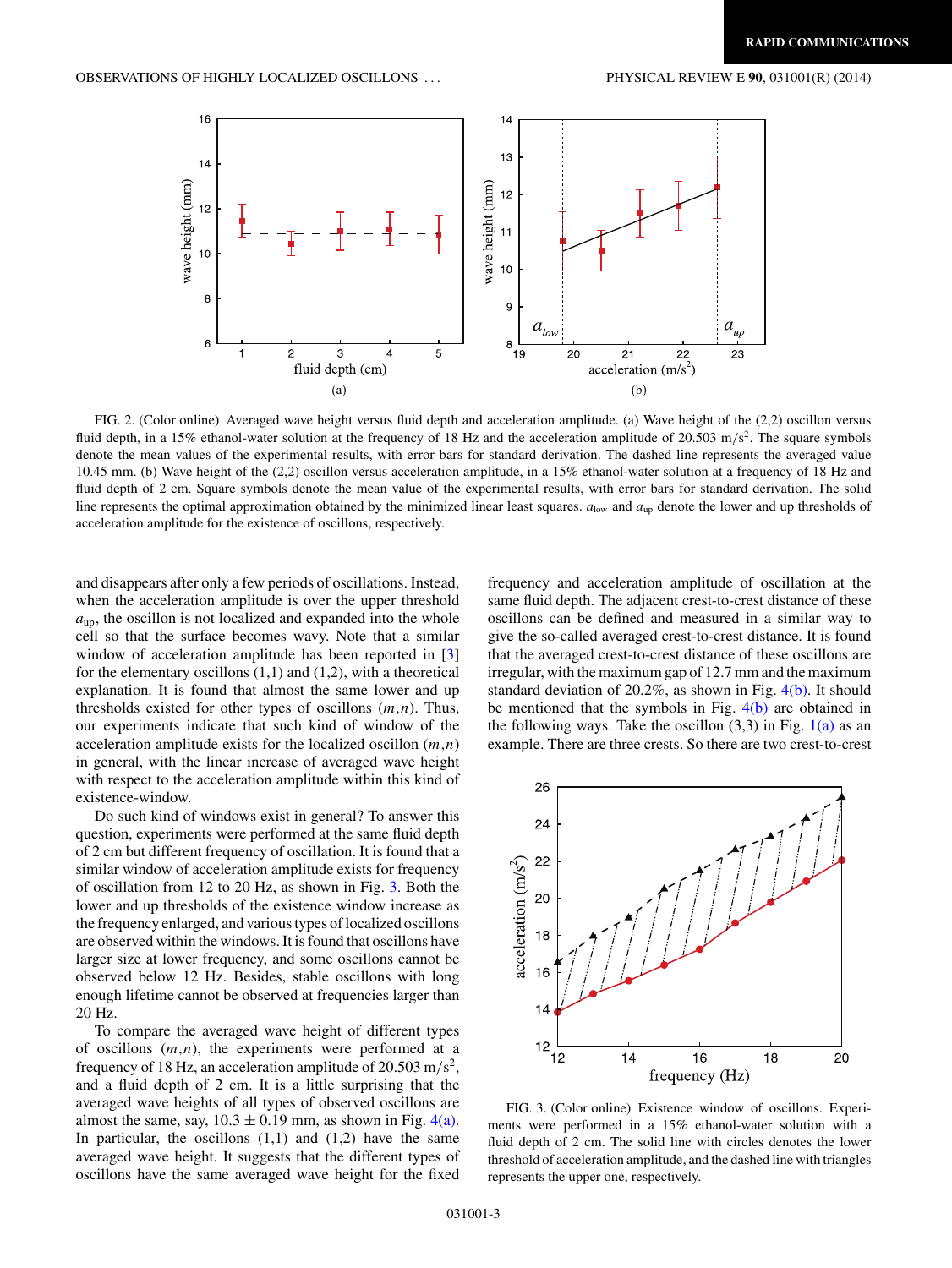FIG. 2. (Color online) Averaged wave height versus fluid depth and acceleration amplitude. (a) Wave height of the (2,2) oscillon versus fluid depth, in a 15% ethanol-water solution at the frequency of 18 Hz and the acceleration amplitude of 20.503 m/s$^2$. The square symbols denote the mean values of the experimental results, with error bars for standard derivation. The dashed line represents the averaged value 10.45 mm. (b) Wave height of the (2,2) oscillon versus acceleration amplitude, in a 15% ethanol-water solution at a frequency of 18 Hz and fluid depth of 2 cm. Square symbols denote the mean value of the experimental results, with error bars for standard derivation. The solid line represents the optimal approximation obtained by the minimized linear least squares. $a_{\rm low}$ and $a_{\rm up}$ denote the lower and up thresholds of acceleration amplitude for the existence of oscillons, respectively.

and disappears after only a few periods of oscillations. Instead, when the acceleration amplitude is over the upper threshold $a_{\rm up}$, the oscillon is not localized and expanded into the whole cell so that the surface becomes wavy. Note that a similar window of acceleration amplitude has been reported in [3] for the elementary oscillons (1,1) and (1,2), with a theoretical explanation. It is found that almost the same lower and up thresholds existed for other types of oscillons $(m,n)$. Thus, our experiments indicate that such kind of window of the acceleration amplitude exists for the localized oscillon $(m,n)$ in general, with the linear increase of averaged wave height with respect to the acceleration amplitude within this kind of existence-window.

Do such kind of windows exist in general? To answer this question, experiments were performed at the same fluid depth of 2 cm but different frequency of oscillation. It is found that a similar window of acceleration amplitude exists for frequency of oscillation from 12 to 20 Hz, as shown in Fig. 3. Both the lower and up thresholds of the existence window increase as the frequency enlarged, and various types of localized oscillons are observed within the windows. It is found that oscillons have larger size at lower frequency, and some oscillons cannot be observed below 12 Hz. Besides, stable oscillons with long enough lifetime cannot be observed at frequencies larger than 20 Hz.

To compare the averaged wave height of different types of oscillons $(m,n)$, the experiments were performed at a frequency of 18 Hz, an acceleration amplitude of 20.503 m/s$^2$, and a fluid depth of 2 cm. It is a little surprising that the averaged wave heights of all types of observed oscillons are almost the same, say, $10.3 \pm 0.19$ mm, as shown in Fig. 4(a). In particular, the oscillons (1,1) and (1,2) have the same averaged wave height. It suggests that the different types of oscillons have the same averaged wave height for the fixed frequency and acceleration amplitude of oscillation at the same fluid depth. The adjacent crest-to-crest distance of these oscillons can be defined and measured in a similar way to give the so-called averaged crest-to-crest distance. It is found that the averaged crest-to-crest distance of these oscillons are irregular, with the maximum gap of 12.7 mm and the maximum standard deviation of 20.2%, as shown in Fig. 4(b). It should be mentioned that the symbols in Fig. 4(b) are obtained in the following ways. Take the oscillon (3,3) in Fig. 1(a) as an example. There are three crests. So there are two crest-to-crest

FIG. 3. (Color online) Existence window of oscillons. Experiments were performed in a 15% ethanol-water solution with a fluid depth of 2 cm. The solid line with circles denotes the lower threshold of acceleration amplitude, and the dashed line with triangles represents the upper one, respectively.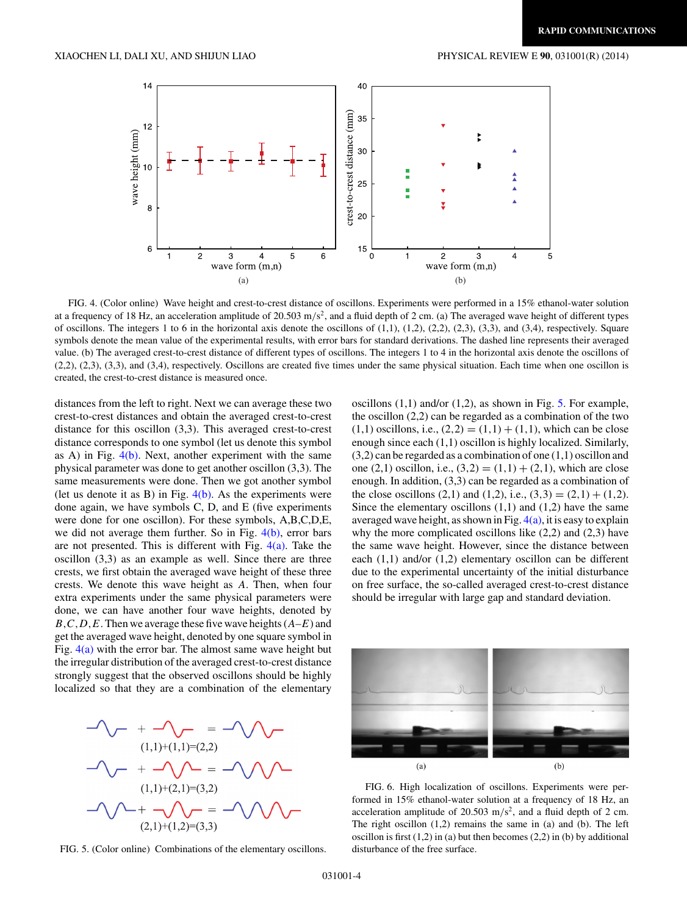FIG. 4. (Color online) Wave height and crest-to-crest distance of oscillons. Experiments were performed in a 15% ethanol-water solution at a frequency of 18 Hz, an acceleration amplitude of 20.503 m/s$^2$, and a fluid depth of 2 cm. (a) The averaged wave height of different types of oscillons. The integers 1 to 6 in the horizontal axis denote the oscillons of (1,1), (1,2), (2,2), (2,3), (3,3), and (3,4), respectively. Square symbols denote the mean value of the experimental results, with error bars for standard derivations. The dashed line represents their averaged value. (b) The averaged crest-to-crest distance of different types of oscillons. The integers 1 to 4 in the horizontal axis denote the oscillons of (2,2), (2,3), (3,3), and (3,4), respectively. Oscillons are created five times under the same physical situation. Each time when one oscillon is created, the crest-to-crest distance is measured once.

distances from the left to right. Next we can average these two crest-to-crest distances and obtain the averaged crest-to-crest distance for this oscillon (3,3). This averaged crest-to-crest distance corresponds to one symbol (let us denote this symbol as A) in Fig. 4(b). Next, another experiment with the same physical parameter was done to get another oscillon (3,3). The same measurements were done. Then we got another symbol (let us denote it as B) in Fig. 4(b). As the experiments were done again, we have symbols C, D, and E (five experiments were done for one oscillon). For these symbols, A,B,C,D,E, we did not average them further. So in Fig. 4(b), error bars are not presented. This is different with Fig. 4(a). Take the oscillon (3,3) as an example as well. Since there are three crests, we first obtain the averaged wave height of these three crests. We denote this wave height as $A$. Then, when four extra experiments under the same physical parameters were done, we can have another four wave heights, denoted by $B,C,D,E$. Then we average these five wave heights ($A$–$E$) and get the averaged wave height, denoted by one square symbol in Fig. 4(a) with the error bar. The almost same wave height but the irregular distribution of the averaged crest-to-crest distance strongly suggest that the observed oscillons should be highly localized so that they are a combination of the elementary oscillons (1,1) and/or (1,2), as shown in Fig. 5. For example, the oscillon (2,2) can be regarded as a combination of the two (1,1) oscillons, i.e., $(2,2) = (1,1) + (1,1)$, which can be close enough since each (1,1) oscillon is highly localized. Similarly, (3,2) can be regarded as a combination of one (1,1) oscillon and one (2,1) oscillon, i.e., $(3,2) = (1,1) + (2,1)$, which are close enough. In addition, (3,3) can be regarded as a combination of the close oscillons (2,1) and (1,2), i.e., $(3,3) = (2,1) + (1,2)$. Since the elementary oscillons (1,1) and (1,2) have the same averaged wave height, as shown in Fig. 4(a), it is easy to explain why the more complicated oscillons like (2,2) and (2,3) have the same wave height. However, since the distance between each (1,1) and/or (1,2) elementary oscillon can be different due to the experimental uncertainty of the initial disturbance on free surface, the so-called averaged crest-to-crest distance should be irregular with large gap and standard deviation.

(1,1)+(1,1)=(2,2)

(1,1)+(2,1)=(3,2)

(2,1)+(1,2)=(3,3)

FIG. 5. (Color online) Combinations of the elementary oscillons.

FIG. 6. High localization of oscillons. Experiments were performed in 15% ethanol-water solution at a frequency of 18 Hz, an acceleration amplitude of 20.503 m/s$^2$, and a fluid depth of 2 cm. The right oscillon (1,2) remains the same in (a) and (b). The left oscillon is first (1,2) in (a) but then becomes (2,2) in (b) by additional disturbance of the free surface.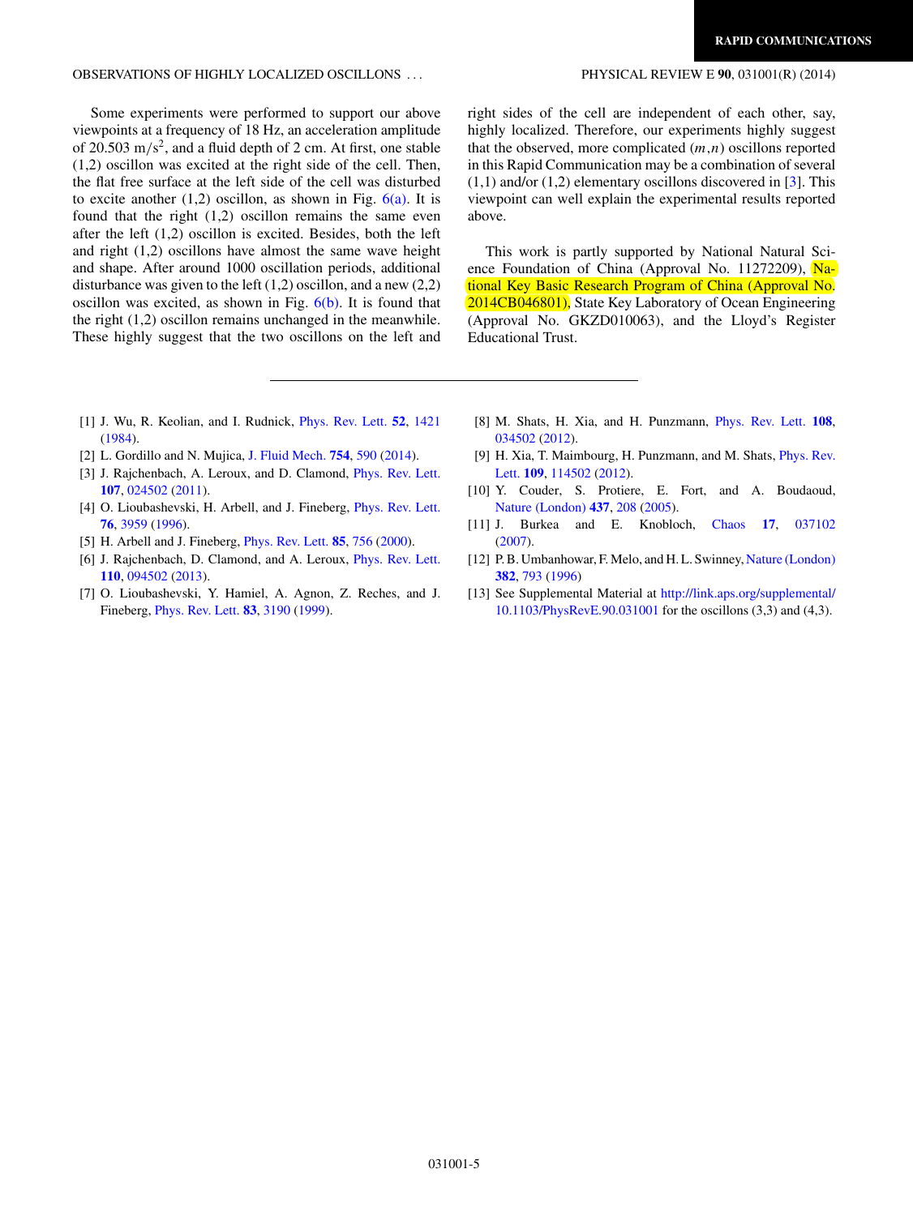Some experiments were performed to support our above viewpoints at a frequency of 18 Hz, an acceleration amplitude of 20.503 $m/s^2$, and a fluid depth of 2 cm. At first, one stable (1,2) oscillon was excited at the right side of the cell. Then, the flat free surface at the left side of the cell was disturbed to excite another (1,2) oscillon, as shown in Fig. 6(a). It is found that the right (1,2) oscillon remains the same even after the left (1,2) oscillon is excited. Besides, both the left and right (1,2) oscillons have almost the same wave height and shape. After around 1000 oscillation periods, additional disturbance was given to the left (1,2) oscillon, and a new (2,2) oscillon was excited, as shown in Fig. 6(b). It is found that the right (1,2) oscillon remains unchanged in the meanwhile. These highly suggest that the two oscillons on the left and right sides of the cell are independent of each other, say, highly localized. Therefore, our experiments highly suggest that the observed, more complicated $(m,n)$ oscillons reported in this Rapid Communication may be a combination of several (1,1) and/or (1,2) elementary oscillons discovered in [3]. This viewpoint can well explain the experimental results reported above.

This work is partly supported by National Natural Science Foundation of China (Approval No. 11272209), National Key Basic Research Program of China (Approval No. 2014CB046801), State Key Laboratory of Ocean Engineering (Approval No. GKZD010063), and the Lloyd's Register Educational Trust.

---

[1] J. Wu, R. Keolian, and I. Rudnick, Phys. Rev. Lett. **52**, 1421 (1984).

[2] L. Gordillo and N. Mujica, J. Fluid Mech. **754**, 590 (2014).

[3] J. Rajchenbach, A. Leroux, and D. Clamond, Phys. Rev. Lett. **107**, 024502 (2011).

[4] O. Lioubashevski, H. Arbell, and J. Fineberg, Phys. Rev. Lett. **76**, 3959 (1996).

[5] H. Arbell and J. Fineberg, Phys. Rev. Lett. **85**, 756 (2000).

[6] J. Rajchenbach, D. Clamond, and A. Leroux, Phys. Rev. Lett. **110**, 094502 (2013).

[7] O. Lioubashevski, Y. Hamiel, A. Agnon, Z. Reches, and J. Fineberg, Phys. Rev. Lett. **83**, 3190 (1999).

[8] M. Shats, H. Xia, and H. Punzmann, Phys. Rev. Lett. **108**, 034502 (2012).

[9] H. Xia, T. Maimbourg, H. Punzmann, and M. Shats, Phys. Rev. Lett. **109**, 114502 (2012).

[10] Y. Couder, S. Protiere, E. Fort, and A. Boudaoud, Nature (London) **437**, 208 (2005).

[11] J. Burkea and E. Knobloch, Chaos **17**, 037102 (2007).

[12] P. B. Umbanhowar, F. Melo, and H. L. Swinney, Nature (London) **382**, 793 (1996)

[13] See Supplemental Material at http://link.aps.org/supplemental/10.1103/PhysRevE.90.031001 for the oscillons (3,3) and (4,3).